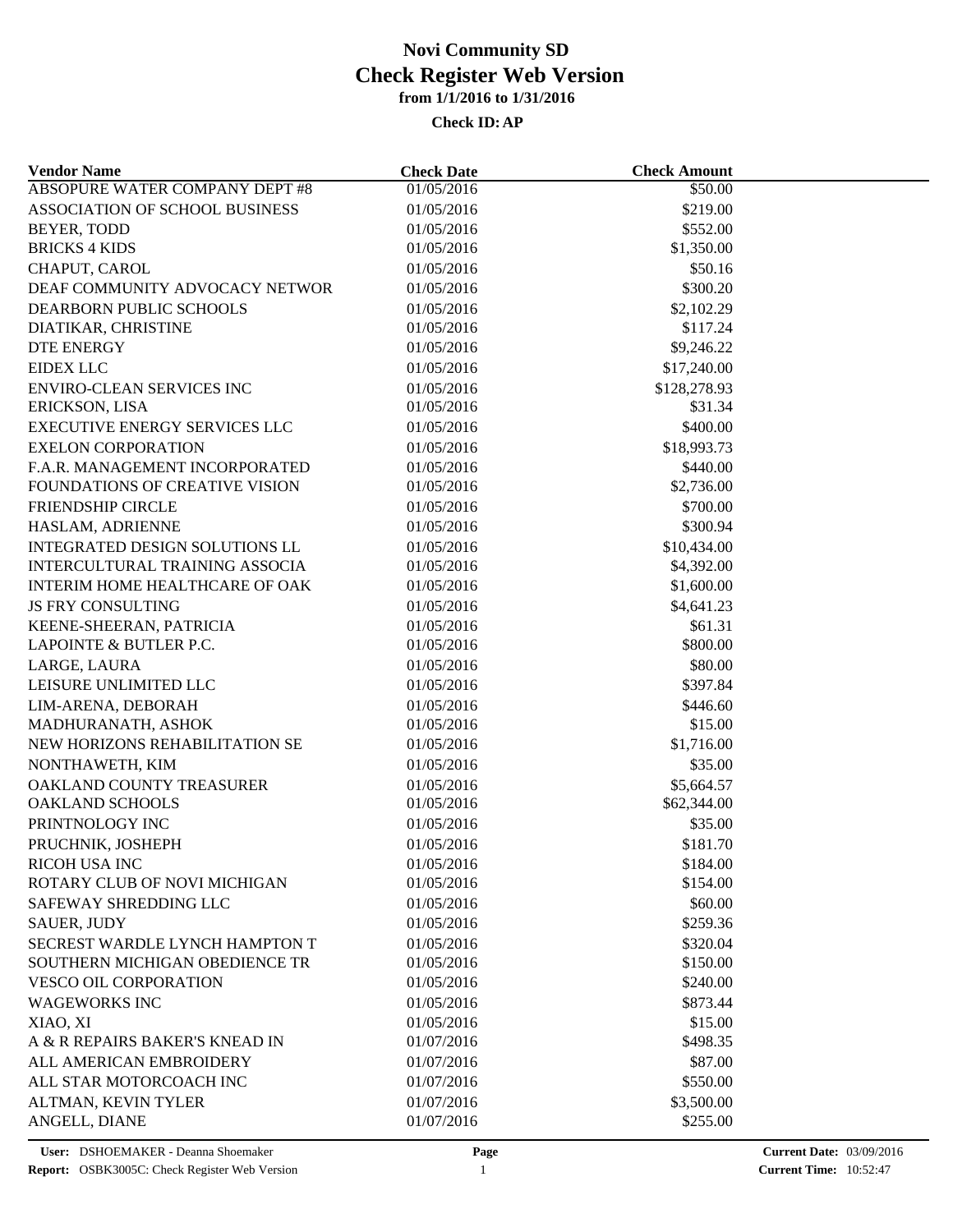# Novi Community SD
# Check Register Web Version
### from 1/1/2016 to 1/31/2016
### Check ID: AP

| Vendor Name | Check Date | Check Amount |
|---|---|---|
| ABSOPURE WATER COMPANY DEPT #8 | 01/05/2016 | $50.00 |
| ASSOCIATION OF SCHOOL BUSINESS | 01/05/2016 | $219.00 |
| BEYER, TODD | 01/05/2016 | $552.00 |
| BRICKS 4 KIDS | 01/05/2016 | $1,350.00 |
| CHAPUT, CAROL | 01/05/2016 | $50.16 |
| DEAF COMMUNITY ADVOCACY NETWOR | 01/05/2016 | $300.20 |
| DEARBORN PUBLIC SCHOOLS | 01/05/2016 | $2,102.29 |
| DIATIKAR, CHRISTINE | 01/05/2016 | $117.24 |
| DTE ENERGY | 01/05/2016 | $9,246.22 |
| EIDEX LLC | 01/05/2016 | $17,240.00 |
| ENVIRO-CLEAN SERVICES INC | 01/05/2016 | $128,278.93 |
| ERICKSON, LISA | 01/05/2016 | $31.34 |
| EXECUTIVE ENERGY SERVICES LLC | 01/05/2016 | $400.00 |
| EXELON CORPORATION | 01/05/2016 | $18,993.73 |
| F.A.R. MANAGEMENT INCORPORATED | 01/05/2016 | $440.00 |
| FOUNDATIONS OF CREATIVE VISION | 01/05/2016 | $2,736.00 |
| FRIENDSHIP CIRCLE | 01/05/2016 | $700.00 |
| HASLAM, ADRIENNE | 01/05/2016 | $300.94 |
| INTEGRATED DESIGN SOLUTIONS LL | 01/05/2016 | $10,434.00 |
| INTERCULTURAL TRAINING ASSOCIA | 01/05/2016 | $4,392.00 |
| INTERIM HOME HEALTHCARE OF OAK | 01/05/2016 | $1,600.00 |
| JS FRY CONSULTING | 01/05/2016 | $4,641.23 |
| KEENE-SHEERAN, PATRICIA | 01/05/2016 | $61.31 |
| LAPOINTE & BUTLER P.C. | 01/05/2016 | $800.00 |
| LARGE, LAURA | 01/05/2016 | $80.00 |
| LEISURE UNLIMITED LLC | 01/05/2016 | $397.84 |
| LIM-ARENA, DEBORAH | 01/05/2016 | $446.60 |
| MADHURANATH, ASHOK | 01/05/2016 | $15.00 |
| NEW HORIZONS REHABILITATION SE | 01/05/2016 | $1,716.00 |
| NONTHAWETH, KIM | 01/05/2016 | $35.00 |
| OAKLAND COUNTY TREASURER | 01/05/2016 | $5,664.57 |
| OAKLAND SCHOOLS | 01/05/2016 | $62,344.00 |
| PRINTNOLOGY INC | 01/05/2016 | $35.00 |
| PRUCHNIK, JOSHEPH | 01/05/2016 | $181.70 |
| RICOH USA INC | 01/05/2016 | $184.00 |
| ROTARY CLUB OF NOVI MICHIGAN | 01/05/2016 | $154.00 |
| SAFEWAY SHREDDING LLC | 01/05/2016 | $60.00 |
| SAUER, JUDY | 01/05/2016 | $259.36 |
| SECREST WARDLE LYNCH HAMPTON T | 01/05/2016 | $320.04 |
| SOUTHERN MICHIGAN OBEDIENCE TR | 01/05/2016 | $150.00 |
| VESCO OIL CORPORATION | 01/05/2016 | $240.00 |
| WAGEWORKS INC | 01/05/2016 | $873.44 |
| XIAO, XI | 01/05/2016 | $15.00 |
| A & R REPAIRS BAKER'S KNEAD IN | 01/07/2016 | $498.35 |
| ALL AMERICAN EMBROIDERY | 01/07/2016 | $87.00 |
| ALL STAR MOTORCOACH INC | 01/07/2016 | $550.00 |
| ALTMAN, KEVIN TYLER | 01/07/2016 | $3,500.00 |
| ANGELL, DIANE | 01/07/2016 | $255.00 |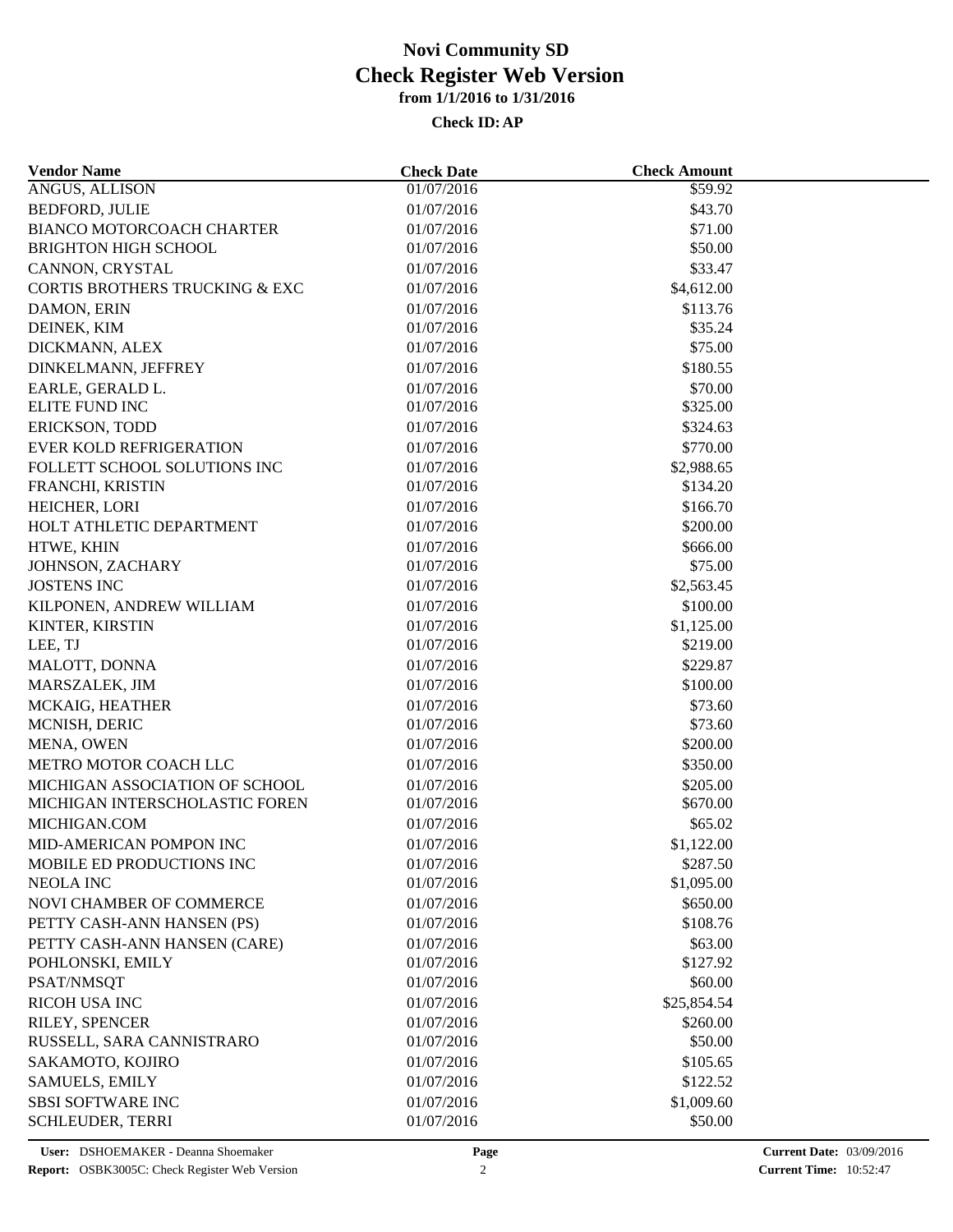# Novi Community SD
## Check Register Web Version
### from 1/1/2016 to 1/31/2016

**Check ID: AP**

| Vendor Name | Check Date | Check Amount |
|---|---|---|
| ANGUS, ALLISON | 01/07/2016 | $59.92 |
| BEDFORD, JULIE | 01/07/2016 | $43.70 |
| BIANCO MOTORCOACH CHARTER | 01/07/2016 | $71.00 |
| BRIGHTON HIGH SCHOOL | 01/07/2016 | $50.00 |
| CANNON, CRYSTAL | 01/07/2016 | $33.47 |
| CORTIS BROTHERS TRUCKING & EXC | 01/07/2016 | $4,612.00 |
| DAMON, ERIN | 01/07/2016 | $113.76 |
| DEINEK, KIM | 01/07/2016 | $35.24 |
| DICKMANN, ALEX | 01/07/2016 | $75.00 |
| DINKELMANN, JEFFREY | 01/07/2016 | $180.55 |
| EARLE, GERALD L. | 01/07/2016 | $70.00 |
| ELITE FUND INC | 01/07/2016 | $325.00 |
| ERICKSON, TODD | 01/07/2016 | $324.63 |
| EVER KOLD REFRIGERATION | 01/07/2016 | $770.00 |
| FOLLETT SCHOOL SOLUTIONS INC | 01/07/2016 | $2,988.65 |
| FRANCHI, KRISTIN | 01/07/2016 | $134.20 |
| HEICHER, LORI | 01/07/2016 | $166.70 |
| HOLT ATHLETIC DEPARTMENT | 01/07/2016 | $200.00 |
| HTWE, KHIN | 01/07/2016 | $666.00 |
| JOHNSON, ZACHARY | 01/07/2016 | $75.00 |
| JOSTENS INC | 01/07/2016 | $2,563.45 |
| KILPONEN, ANDREW WILLIAM | 01/07/2016 | $100.00 |
| KINTER, KIRSTIN | 01/07/2016 | $1,125.00 |
| LEE, TJ | 01/07/2016 | $219.00 |
| MALOTT, DONNA | 01/07/2016 | $229.87 |
| MARSZALEK, JIM | 01/07/2016 | $100.00 |
| MCKAIG, HEATHER | 01/07/2016 | $73.60 |
| MCNISH, DERIC | 01/07/2016 | $73.60 |
| MENA, OWEN | 01/07/2016 | $200.00 |
| METRO MOTOR COACH LLC | 01/07/2016 | $350.00 |
| MICHIGAN ASSOCIATION OF SCHOOL | 01/07/2016 | $205.00 |
| MICHIGAN INTERSCHOLASTIC FOREN | 01/07/2016 | $670.00 |
| MICHIGAN.COM | 01/07/2016 | $65.02 |
| MID-AMERICAN POMPON INC | 01/07/2016 | $1,122.00 |
| MOBILE ED PRODUCTIONS INC | 01/07/2016 | $287.50 |
| NEOLA INC | 01/07/2016 | $1,095.00 |
| NOVI CHAMBER OF COMMERCE | 01/07/2016 | $650.00 |
| PETTY CASH-ANN HANSEN (PS) | 01/07/2016 | $108.76 |
| PETTY CASH-ANN HANSEN (CARE) | 01/07/2016 | $63.00 |
| POHLONSKI, EMILY | 01/07/2016 | $127.92 |
| PSAT/NMSQT | 01/07/2016 | $60.00 |
| RICOH USA INC | 01/07/2016 | $25,854.54 |
| RILEY, SPENCER | 01/07/2016 | $260.00 |
| RUSSELL, SARA CANNISTRARO | 01/07/2016 | $50.00 |
| SAKAMOTO, KOJIRO | 01/07/2016 | $105.65 |
| SAMUELS, EMILY | 01/07/2016 | $122.52 |
| SBSI SOFTWARE INC | 01/07/2016 | $1,009.60 |
| SCHLEUDER, TERRI | 01/07/2016 | $50.00 |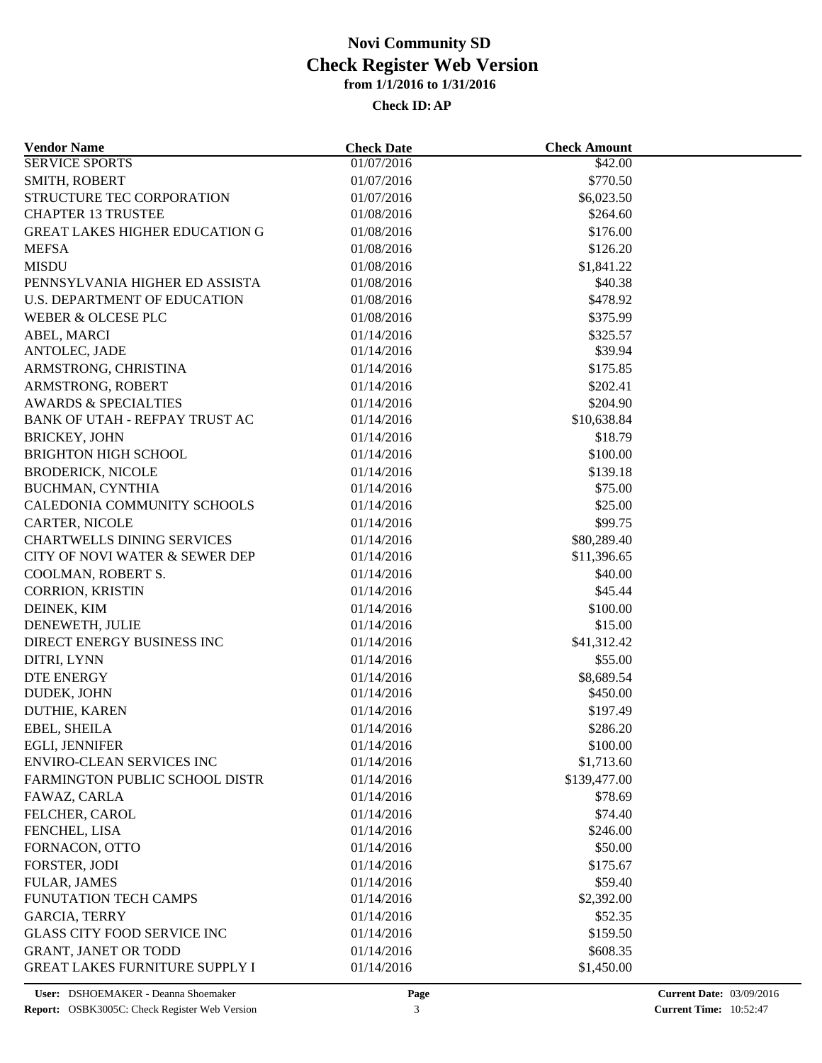# Novi Community SD
## Check Register Web Version
### from 1/1/2016 to 1/31/2016

**Check ID: AP**

| Vendor Name | Check Date | Check Amount |
|---|---|---|
| SERVICE SPORTS | 01/07/2016 | $42.00 |
| SMITH, ROBERT | 01/07/2016 | $770.50 |
| STRUCTURE TEC CORPORATION | 01/07/2016 | $6,023.50 |
| CHAPTER 13 TRUSTEE | 01/08/2016 | $264.60 |
| GREAT LAKES HIGHER EDUCATION G | 01/08/2016 | $176.00 |
| MEFSA | 01/08/2016 | $126.20 |
| MISDU | 01/08/2016 | $1,841.22 |
| PENNSYLVANIA HIGHER ED ASSISTA | 01/08/2016 | $40.38 |
| U.S. DEPARTMENT OF EDUCATION | 01/08/2016 | $478.92 |
| WEBER & OLCESE PLC | 01/08/2016 | $375.99 |
| ABEL, MARCI | 01/14/2016 | $325.57 |
| ANTOLEC, JADE | 01/14/2016 | $39.94 |
| ARMSTRONG, CHRISTINA | 01/14/2016 | $175.85 |
| ARMSTRONG, ROBERT | 01/14/2016 | $202.41 |
| AWARDS & SPECIALTIES | 01/14/2016 | $204.90 |
| BANK OF UTAH - REFPAY TRUST AC | 01/14/2016 | $10,638.84 |
| BRICKEY, JOHN | 01/14/2016 | $18.79 |
| BRIGHTON HIGH SCHOOL | 01/14/2016 | $100.00 |
| BRODERICK, NICOLE | 01/14/2016 | $139.18 |
| BUCHMAN, CYNTHIA | 01/14/2016 | $75.00 |
| CALEDONIA COMMUNITY SCHOOLS | 01/14/2016 | $25.00 |
| CARTER, NICOLE | 01/14/2016 | $99.75 |
| CHARTWELLS DINING SERVICES | 01/14/2016 | $80,289.40 |
| CITY OF NOVI WATER & SEWER DEP | 01/14/2016 | $11,396.65 |
| COOLMAN, ROBERT S. | 01/14/2016 | $40.00 |
| CORRION, KRISTIN | 01/14/2016 | $45.44 |
| DEINEK, KIM | 01/14/2016 | $100.00 |
| DENEWETH, JULIE | 01/14/2016 | $15.00 |
| DIRECT ENERGY BUSINESS INC | 01/14/2016 | $41,312.42 |
| DITRI, LYNN | 01/14/2016 | $55.00 |
| DTE ENERGY | 01/14/2016 | $8,689.54 |
| DUDEK, JOHN | 01/14/2016 | $450.00 |
| DUTHIE, KAREN | 01/14/2016 | $197.49 |
| EBEL, SHEILA | 01/14/2016 | $286.20 |
| EGLI, JENNIFER | 01/14/2016 | $100.00 |
| ENVIRO-CLEAN SERVICES INC | 01/14/2016 | $1,713.60 |
| FARMINGTON PUBLIC SCHOOL DISTR | 01/14/2016 | $139,477.00 |
| FAWAZ, CARLA | 01/14/2016 | $78.69 |
| FELCHER, CAROL | 01/14/2016 | $74.40 |
| FENCHEL, LISA | 01/14/2016 | $246.00 |
| FORNACON, OTTO | 01/14/2016 | $50.00 |
| FORSTER, JODI | 01/14/2016 | $175.67 |
| FULAR, JAMES | 01/14/2016 | $59.40 |
| FUNUTATION TECH CAMPS | 01/14/2016 | $2,392.00 |
| GARCIA, TERRY | 01/14/2016 | $52.35 |
| GLASS CITY FOOD SERVICE INC | 01/14/2016 | $159.50 |
| GRANT, JANET OR TODD | 01/14/2016 | $608.35 |
| GREAT LAKES FURNITURE SUPPLY I | 01/14/2016 | $1,450.00 |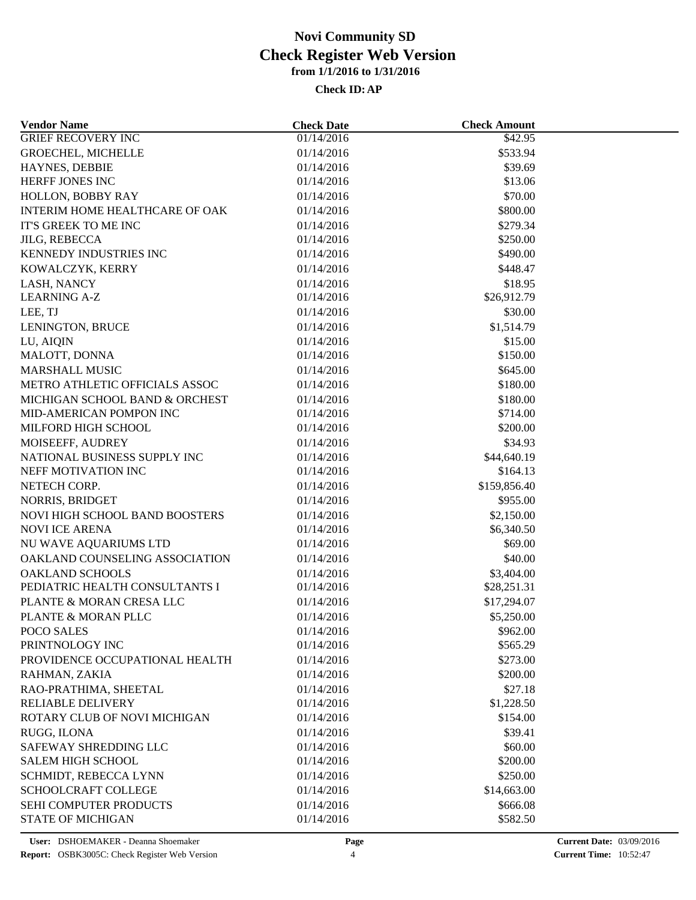# Novi Community SD
## Check Register Web Version
### from 1/1/2016 to 1/31/2016

**Check ID: AP**

| Vendor Name | Check Date | Check Amount |
|---|---|---|
| GRIEF RECOVERY INC | 01/14/2016 | \$42.95 |
| GROECHEL, MICHELLE | 01/14/2016 | \$533.94 |
| HAYNES, DEBBIE | 01/14/2016 | \$39.69 |
| HERFF JONES INC | 01/14/2016 | \$13.06 |
| HOLLON, BOBBY RAY | 01/14/2016 | \$70.00 |
| INTERIM HOME HEALTHCARE OF OAK | 01/14/2016 | \$800.00 |
| IT'S GREEK TO ME INC | 01/14/2016 | \$279.34 |
| JILG, REBECCA | 01/14/2016 | \$250.00 |
| KENNEDY INDUSTRIES INC | 01/14/2016 | \$490.00 |
| KOWALCZYK, KERRY | 01/14/2016 | \$448.47 |
| LASH, NANCY | 01/14/2016 | \$18.95 |
| LEARNING A-Z | 01/14/2016 | \$26,912.79 |
| LEE, TJ | 01/14/2016 | \$30.00 |
| LENINGTON, BRUCE | 01/14/2016 | \$1,514.79 |
| LU, AIQIN | 01/14/2016 | \$15.00 |
| MALOTT, DONNA | 01/14/2016 | \$150.00 |
| MARSHALL MUSIC | 01/14/2016 | \$645.00 |
| METRO ATHLETIC OFFICIALS ASSOC | 01/14/2016 | \$180.00 |
| MICHIGAN SCHOOL BAND & ORCHEST | 01/14/2016 | \$180.00 |
| MID-AMERICAN POMPON INC | 01/14/2016 | \$714.00 |
| MILFORD HIGH SCHOOL | 01/14/2016 | \$200.00 |
| MOISEEFF, AUDREY | 01/14/2016 | \$34.93 |
| NATIONAL BUSINESS SUPPLY INC | 01/14/2016 | \$44,640.19 |
| NEFF MOTIVATION INC | 01/14/2016 | \$164.13 |
| NETECH CORP. | 01/14/2016 | \$159,856.40 |
| NORRIS, BRIDGET | 01/14/2016 | \$955.00 |
| NOVI HIGH SCHOOL BAND BOOSTERS | 01/14/2016 | \$2,150.00 |
| NOVI ICE ARENA | 01/14/2016 | \$6,340.50 |
| NU WAVE AQUARIUMS LTD | 01/14/2016 | \$69.00 |
| OAKLAND COUNSELING ASSOCIATION | 01/14/2016 | \$40.00 |
| OAKLAND SCHOOLS | 01/14/2016 | \$3,404.00 |
| PEDIATRIC HEALTH CONSULTANTS I | 01/14/2016 | \$28,251.31 |
| PLANTE & MORAN CRESA LLC | 01/14/2016 | \$17,294.07 |
| PLANTE & MORAN PLLC | 01/14/2016 | \$5,250.00 |
| POCO SALES | 01/14/2016 | \$962.00 |
| PRINTNOLOGY INC | 01/14/2016 | \$565.29 |
| PROVIDENCE OCCUPATIONAL HEALTH | 01/14/2016 | \$273.00 |
| RAHMAN, ZAKIA | 01/14/2016 | \$200.00 |
| RAO-PRATHIMA, SHEETAL | 01/14/2016 | \$27.18 |
| RELIABLE DELIVERY | 01/14/2016 | \$1,228.50 |
| ROTARY CLUB OF NOVI MICHIGAN | 01/14/2016 | \$154.00 |
| RUGG, ILONA | 01/14/2016 | \$39.41 |
| SAFEWAY SHREDDING LLC | 01/14/2016 | \$60.00 |
| SALEM HIGH SCHOOL | 01/14/2016 | \$200.00 |
| SCHMIDT, REBECCA LYNN | 01/14/2016 | \$250.00 |
| SCHOOLCRAFT COLLEGE | 01/14/2016 | \$14,663.00 |
| SEHI COMPUTER PRODUCTS | 01/14/2016 | \$666.08 |
| STATE OF MICHIGAN | 01/14/2016 | \$582.50 |

**User:** DSHOEMAKER - Deanna Shoemaker
**Report:** OSBK3005C: Check Register Web Version
**Current Date:** 03/09/2016
**Current Time:** 10:52:47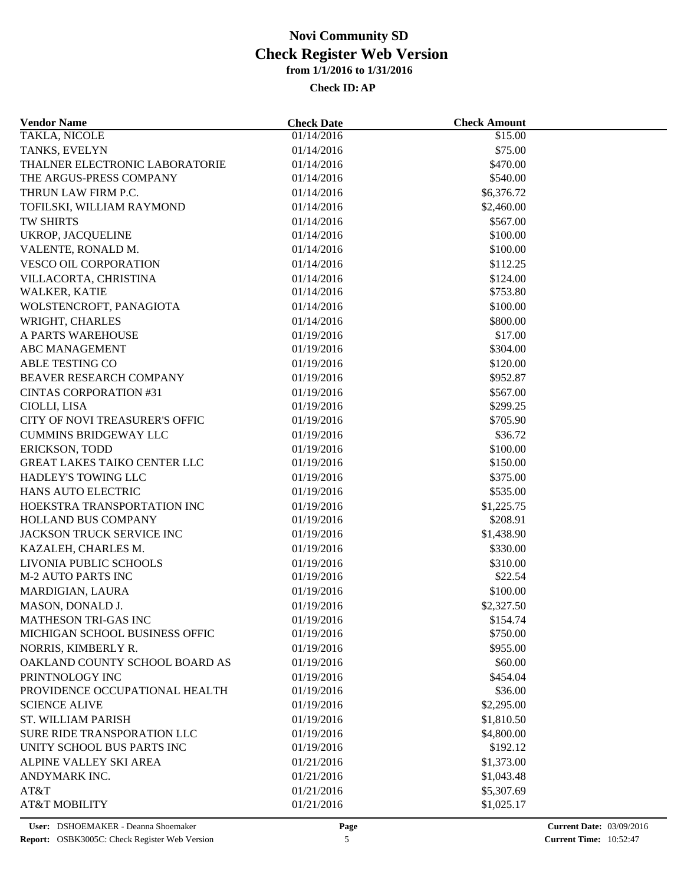# Novi Community SD
## Check Register Web Version
### from 1/1/2016 to 1/31/2016

**Check ID: AP**

| Vendor Name | Check Date | Check Amount |
|---|---|---|
| TAKLA, NICOLE | 01/14/2016 | $15.00 |
| TANKS, EVELYN | 01/14/2016 | $75.00 |
| THALNER ELECTRONIC LABORATORIE | 01/14/2016 | $470.00 |
| THE ARGUS-PRESS COMPANY | 01/14/2016 | $540.00 |
| THRUN LAW FIRM P.C. | 01/14/2016 | $6,376.72 |
| TOFILSKI, WILLIAM RAYMOND | 01/14/2016 | $2,460.00 |
| TW SHIRTS | 01/14/2016 | $567.00 |
| UKROP, JACQUELINE | 01/14/2016 | $100.00 |
| VALENTE, RONALD M. | 01/14/2016 | $100.00 |
| VESCO OIL CORPORATION | 01/14/2016 | $112.25 |
| VILLACORTA, CHRISTINA | 01/14/2016 | $124.00 |
| WALKER, KATIE | 01/14/2016 | $753.80 |
| WOLSTENCROFT, PANAGIOTA | 01/14/2016 | $100.00 |
| WRIGHT, CHARLES | 01/14/2016 | $800.00 |
| A PARTS WAREHOUSE | 01/19/2016 | $17.00 |
| ABC MANAGEMENT | 01/19/2016 | $304.00 |
| ABLE TESTING CO | 01/19/2016 | $120.00 |
| BEAVER RESEARCH COMPANY | 01/19/2016 | $952.87 |
| CINTAS CORPORATION #31 | 01/19/2016 | $567.00 |
| CIOLLI, LISA | 01/19/2016 | $299.25 |
| CITY OF NOVI TREASURER'S OFFIC | 01/19/2016 | $705.90 |
| CUMMINS BRIDGEWAY LLC | 01/19/2016 | $36.72 |
| ERICKSON, TODD | 01/19/2016 | $100.00 |
| GREAT LAKES TAIKO CENTER LLC | 01/19/2016 | $150.00 |
| HADLEY'S TOWING LLC | 01/19/2016 | $375.00 |
| HANS AUTO ELECTRIC | 01/19/2016 | $535.00 |
| HOEKSTRA TRANSPORTATION INC | 01/19/2016 | $1,225.75 |
| HOLLAND BUS COMPANY | 01/19/2016 | $208.91 |
| JACKSON TRUCK SERVICE INC | 01/19/2016 | $1,438.90 |
| KAZALEH, CHARLES M. | 01/19/2016 | $330.00 |
| LIVONIA PUBLIC SCHOOLS | 01/19/2016 | $310.00 |
| M-2 AUTO PARTS INC | 01/19/2016 | $22.54 |
| MARDIGIAN, LAURA | 01/19/2016 | $100.00 |
| MASON, DONALD J. | 01/19/2016 | $2,327.50 |
| MATHESON TRI-GAS INC | 01/19/2016 | $154.74 |
| MICHIGAN SCHOOL BUSINESS OFFIC | 01/19/2016 | $750.00 |
| NORRIS, KIMBERLY R. | 01/19/2016 | $955.00 |
| OAKLAND COUNTY SCHOOL BOARD AS | 01/19/2016 | $60.00 |
| PRINTNOLOGY INC | 01/19/2016 | $454.04 |
| PROVIDENCE OCCUPATIONAL HEALTH | 01/19/2016 | $36.00 |
| SCIENCE ALIVE | 01/19/2016 | $2,295.00 |
| ST. WILLIAM PARISH | 01/19/2016 | $1,810.50 |
| SURE RIDE TRANSPORATION LLC | 01/19/2016 | $4,800.00 |
| UNITY SCHOOL BUS PARTS INC | 01/19/2016 | $192.12 |
| ALPINE VALLEY SKI AREA | 01/21/2016 | $1,373.00 |
| ANDYMARK INC. | 01/21/2016 | $1,043.48 |
| AT&T | 01/21/2016 | $5,307.69 |
| AT&T MOBILITY | 01/21/2016 | $1,025.17 |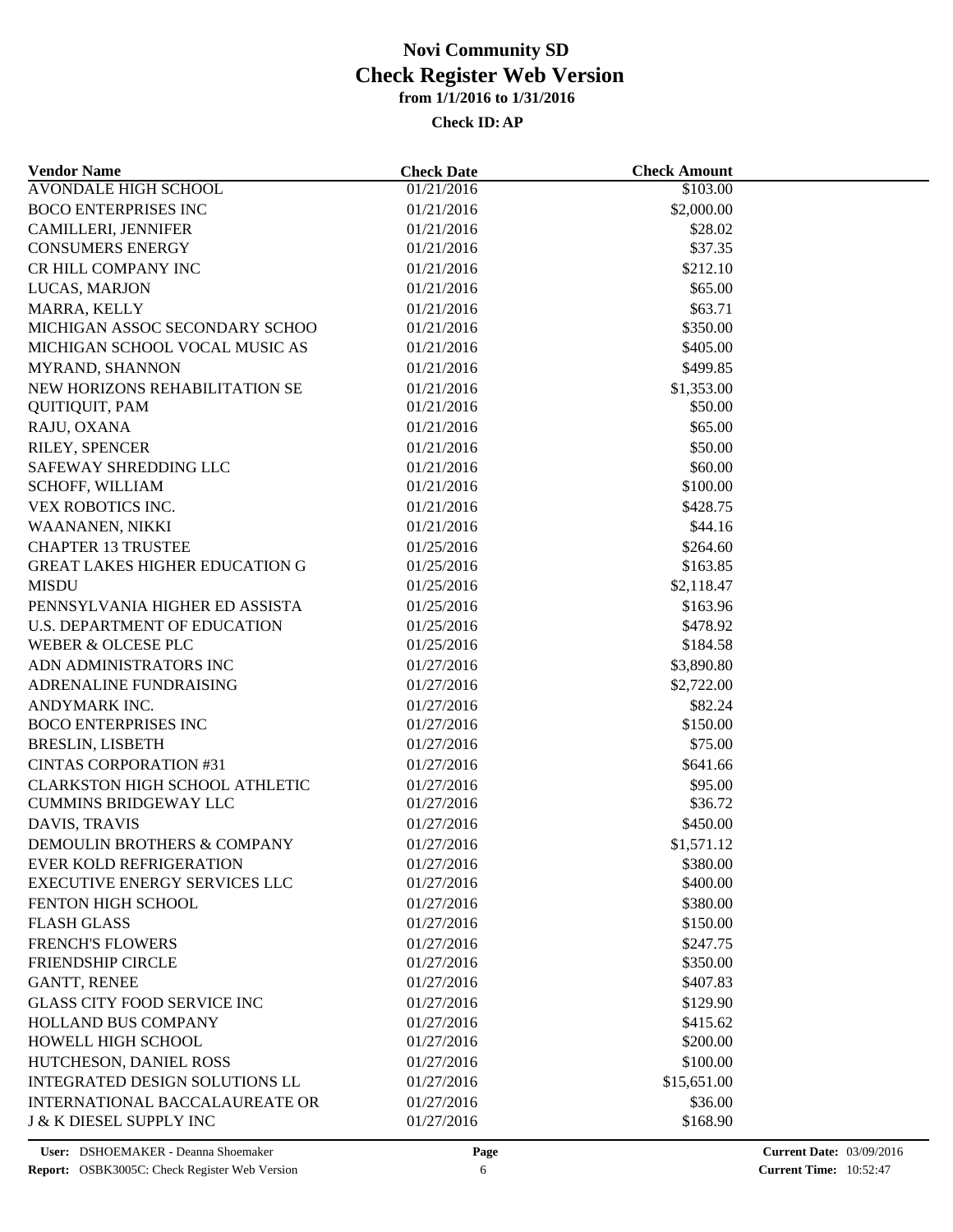# Novi Community SD
## Check Register Web Version
### from 1/1/2016 to 1/31/2016

**Check ID: AP**

| Vendor Name | Check Date | Check Amount |
|---|---|---|
| AVONDALE HIGH SCHOOL | 01/21/2016 | $103.00 |
| BOCO ENTERPRISES INC | 01/21/2016 | $2,000.00 |
| CAMILLERI, JENNIFER | 01/21/2016 | $28.02 |
| CONSUMERS ENERGY | 01/21/2016 | $37.35 |
| CR HILL COMPANY INC | 01/21/2016 | $212.10 |
| LUCAS, MARJON | 01/21/2016 | $65.00 |
| MARRA, KELLY | 01/21/2016 | $63.71 |
| MICHIGAN ASSOC SECONDARY SCHOO | 01/21/2016 | $350.00 |
| MICHIGAN SCHOOL VOCAL MUSIC AS | 01/21/2016 | $405.00 |
| MYRAND, SHANNON | 01/21/2016 | $499.85 |
| NEW HORIZONS REHABILITATION SE | 01/21/2016 | $1,353.00 |
| QUITIQUIT, PAM | 01/21/2016 | $50.00 |
| RAJU, OXANA | 01/21/2016 | $65.00 |
| RILEY, SPENCER | 01/21/2016 | $50.00 |
| SAFEWAY SHREDDING LLC | 01/21/2016 | $60.00 |
| SCHOFF, WILLIAM | 01/21/2016 | $100.00 |
| VEX ROBOTICS INC. | 01/21/2016 | $428.75 |
| WAANANEN, NIKKI | 01/21/2016 | $44.16 |
| CHAPTER 13 TRUSTEE | 01/25/2016 | $264.60 |
| GREAT LAKES HIGHER EDUCATION G | 01/25/2016 | $163.85 |
| MISDU | 01/25/2016 | $2,118.47 |
| PENNSYLVANIA HIGHER ED ASSISTA | 01/25/2016 | $163.96 |
| U.S. DEPARTMENT OF EDUCATION | 01/25/2016 | $478.92 |
| WEBER & OLCESE PLC | 01/25/2016 | $184.58 |
| ADN ADMINISTRATORS INC | 01/27/2016 | $3,890.80 |
| ADRENALINE FUNDRAISING | 01/27/2016 | $2,722.00 |
| ANDYMARK INC. | 01/27/2016 | $82.24 |
| BOCO ENTERPRISES INC | 01/27/2016 | $150.00 |
| BRESLIN, LISBETH | 01/27/2016 | $75.00 |
| CINTAS CORPORATION #31 | 01/27/2016 | $641.66 |
| CLARKSTON HIGH SCHOOL ATHLETIC | 01/27/2016 | $95.00 |
| CUMMINS BRIDGEWAY LLC | 01/27/2016 | $36.72 |
| DAVIS, TRAVIS | 01/27/2016 | $450.00 |
| DEMOULIN BROTHERS & COMPANY | 01/27/2016 | $1,571.12 |
| EVER KOLD REFRIGERATION | 01/27/2016 | $380.00 |
| EXECUTIVE ENERGY SERVICES LLC | 01/27/2016 | $400.00 |
| FENTON HIGH SCHOOL | 01/27/2016 | $380.00 |
| FLASH GLASS | 01/27/2016 | $150.00 |
| FRENCH'S FLOWERS | 01/27/2016 | $247.75 |
| FRIENDSHIP CIRCLE | 01/27/2016 | $350.00 |
| GANTT, RENEE | 01/27/2016 | $407.83 |
| GLASS CITY FOOD SERVICE INC | 01/27/2016 | $129.90 |
| HOLLAND BUS COMPANY | 01/27/2016 | $415.62 |
| HOWELL HIGH SCHOOL | 01/27/2016 | $200.00 |
| HUTCHESON, DANIEL ROSS | 01/27/2016 | $100.00 |
| INTEGRATED DESIGN SOLUTIONS LL | 01/27/2016 | $15,651.00 |
| INTERNATIONAL BACCALAUREATE OR | 01/27/2016 | $36.00 |
| J & K DIESEL SUPPLY INC | 01/27/2016 | $168.90 |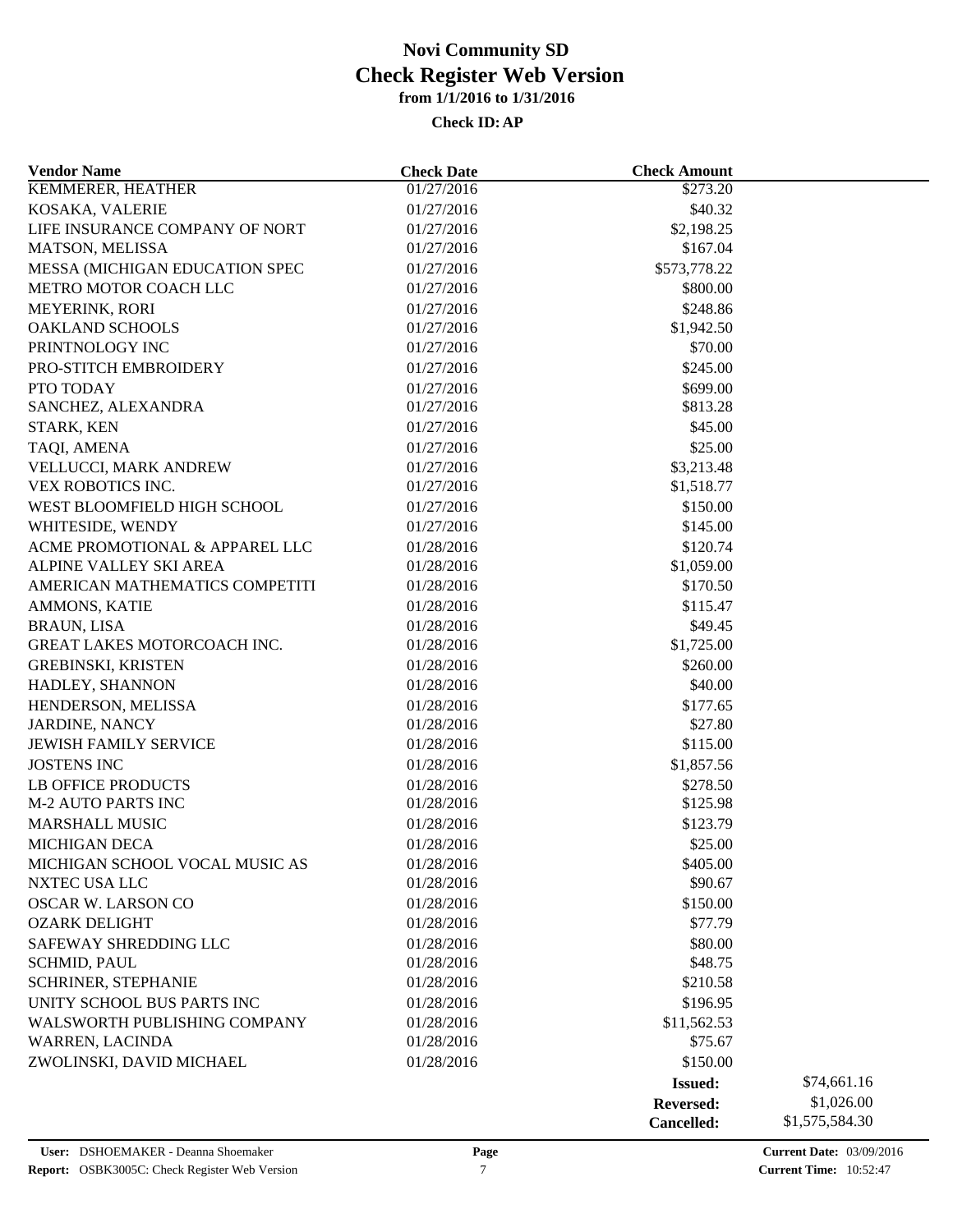# Novi Community SD
# Check Register Web Version
**from 1/1/2016 to 1/31/2016**

**Check ID: AP**

| Vendor Name | Check Date | Check Amount | |
|---|---|---|---|
| KEMMERER, HEATHER | 01/27/2016 | $273.20 | |
| KOSAKA, VALERIE | 01/27/2016 | $40.32 | |
| LIFE INSURANCE COMPANY OF NORT | 01/27/2016 | $2,198.25 | |
| MATSON, MELISSA | 01/27/2016 | $167.04 | |
| MESSA (MICHIGAN EDUCATION SPEC | 01/27/2016 | $573,778.22 | |
| METRO MOTOR COACH LLC | 01/27/2016 | $800.00 | |
| MEYERINK, RORI | 01/27/2016 | $248.86 | |
| OAKLAND SCHOOLS | 01/27/2016 | $1,942.50 | |
| PRINTNOLOGY INC | 01/27/2016 | $70.00 | |
| PRO-STITCH EMBROIDERY | 01/27/2016 | $245.00 | |
| PTO TODAY | 01/27/2016 | $699.00 | |
| SANCHEZ, ALEXANDRA | 01/27/2016 | $813.28 | |
| STARK, KEN | 01/27/2016 | $45.00 | |
| TAQI, AMENA | 01/27/2016 | $25.00 | |
| VELLUCCI, MARK ANDREW | 01/27/2016 | $3,213.48 | |
| VEX ROBOTICS INC. | 01/27/2016 | $1,518.77 | |
| WEST BLOOMFIELD HIGH SCHOOL | 01/27/2016 | $150.00 | |
| WHITESIDE, WENDY | 01/27/2016 | $145.00 | |
| ACME PROMOTIONAL & APPAREL LLC | 01/28/2016 | $120.74 | |
| ALPINE VALLEY SKI AREA | 01/28/2016 | $1,059.00 | |
| AMERICAN MATHEMATICS COMPETITI | 01/28/2016 | $170.50 | |
| AMMONS, KATIE | 01/28/2016 | $115.47 | |
| BRAUN, LISA | 01/28/2016 | $49.45 | |
| GREAT LAKES MOTORCOACH INC. | 01/28/2016 | $1,725.00 | |
| GREBINSKI, KRISTEN | 01/28/2016 | $260.00 | |
| HADLEY, SHANNON | 01/28/2016 | $40.00 | |
| HENDERSON, MELISSA | 01/28/2016 | $177.65 | |
| JARDINE, NANCY | 01/28/2016 | $27.80 | |
| JEWISH FAMILY SERVICE | 01/28/2016 | $115.00 | |
| JOSTENS INC | 01/28/2016 | $1,857.56 | |
| LB OFFICE PRODUCTS | 01/28/2016 | $278.50 | |
| M-2 AUTO PARTS INC | 01/28/2016 | $125.98 | |
| MARSHALL MUSIC | 01/28/2016 | $123.79 | |
| MICHIGAN DECA | 01/28/2016 | $25.00 | |
| MICHIGAN SCHOOL VOCAL MUSIC AS | 01/28/2016 | $405.00 | |
| NXTEC USA LLC | 01/28/2016 | $90.67 | |
| OSCAR W. LARSON CO | 01/28/2016 | $150.00 | |
| OZARK DELIGHT | 01/28/2016 | $77.79 | |
| SAFEWAY SHREDDING LLC | 01/28/2016 | $80.00 | |
| SCHMID, PAUL | 01/28/2016 | $48.75 | |
| SCHRINER, STEPHANIE | 01/28/2016 | $210.58 | |
| UNITY SCHOOL BUS PARTS INC | 01/28/2016 | $196.95 | |
| WALSWORTH PUBLISHING COMPANY | 01/28/2016 | $11,562.53 | |
| WARREN, LACINDA | 01/28/2016 | $75.67 | |
| ZWOLINSKI, DAVID MICHAEL | 01/28/2016 | $150.00 | |
| | | **Issued:** | $74,661.16 |
| | | **Reversed:** | $1,026.00 |
| | | **Cancelled:** | $1,575,584.30 |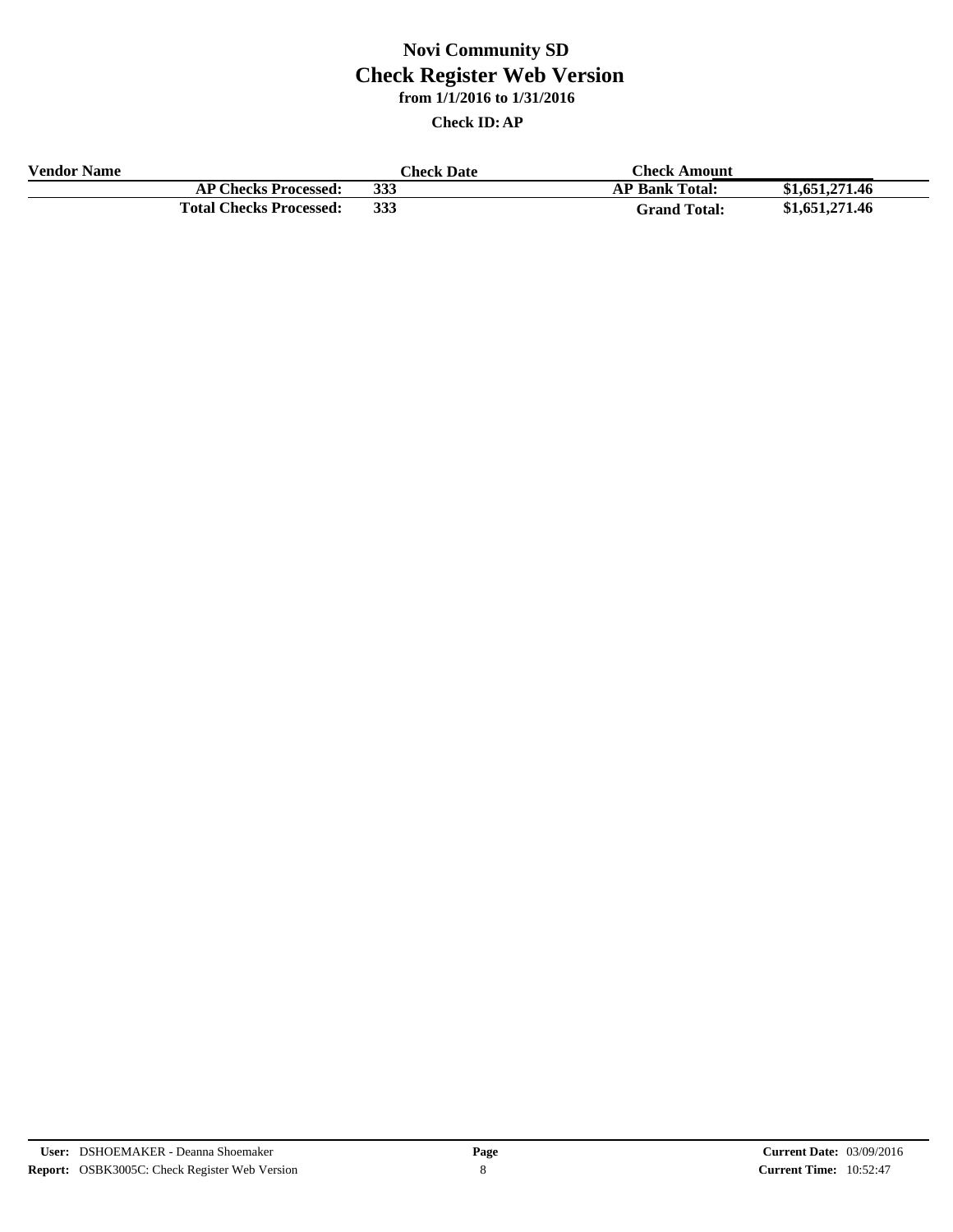# Novi Community SD

## Check Register Web Version

### from 1/1/2016 to 1/31/2016

**Check ID: AP**

| Vendor Name | | Check Date | Check Amount | |
|---|---|---|---|---|
| | **AP Checks Processed:** | **333** | **AP Bank Total:** | **$1,651,271.46** |
| | **Total Checks Processed:** | **333** | **Grand Total:** | **$1,651,271.46** |

**User:** DSHOEMAKER - Deanna Shoemaker
**Report:** OSBK3005C: Check Register Web Version

**Current Date:** 03/09/2016
**Current Time:** 10:52:47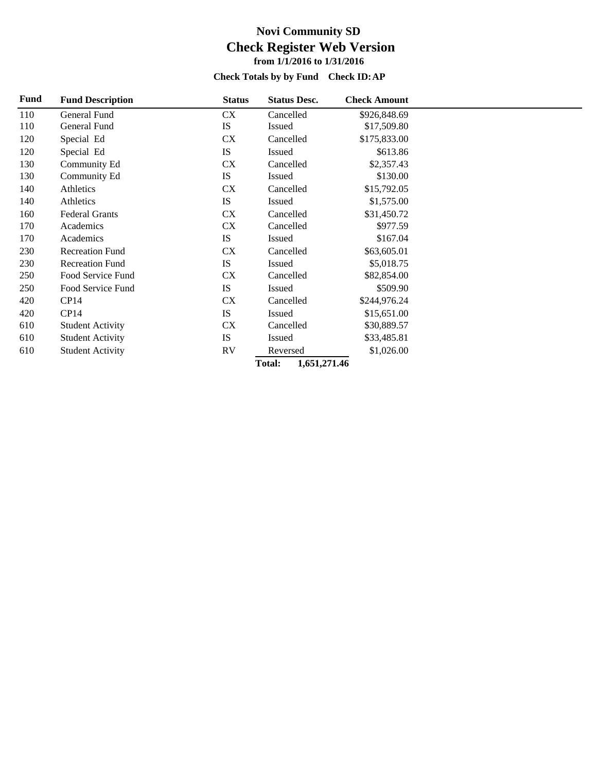# Novi Community SD

## Check Register Web Version

**from 1/1/2016 to 1/31/2016**

**Check Totals by by Fund Check ID: AP**

| Fund | Fund Description | Status | Status Desc. | Check Amount |
|---|---|---|---|---|
| 110 | General Fund | CX | Cancelled | $926,848.69 |
| 110 | General Fund | IS | Issued | $17,509.80 |
| 120 | Special Ed | CX | Cancelled | $175,833.00 |
| 120 | Special Ed | IS | Issued | $613.86 |
| 130 | Community Ed | CX | Cancelled | $2,357.43 |
| 130 | Community Ed | IS | Issued | $130.00 |
| 140 | Athletics | CX | Cancelled | $15,792.05 |
| 140 | Athletics | IS | Issued | $1,575.00 |
| 160 | Federal Grants | CX | Cancelled | $31,450.72 |
| 170 | Academics | CX | Cancelled | $977.59 |
| 170 | Academics | IS | Issued | $167.04 |
| 230 | Recreation Fund | CX | Cancelled | $63,605.01 |
| 230 | Recreation Fund | IS | Issued | $5,018.75 |
| 250 | Food Service Fund | CX | Cancelled | $82,854.00 |
| 250 | Food Service Fund | IS | Issued | $509.90 |
| 420 | CP14 | CX | Cancelled | $244,976.24 |
| 420 | CP14 | IS | Issued | $15,651.00 |
| 610 | Student Activity | CX | Cancelled | $30,889.57 |
| 610 | Student Activity | IS | Issued | $33,485.81 |
| 610 | Student Activity | RV | Reversed | $1,026.00 |
| | | | **Total:** | **1,651,271.46** |